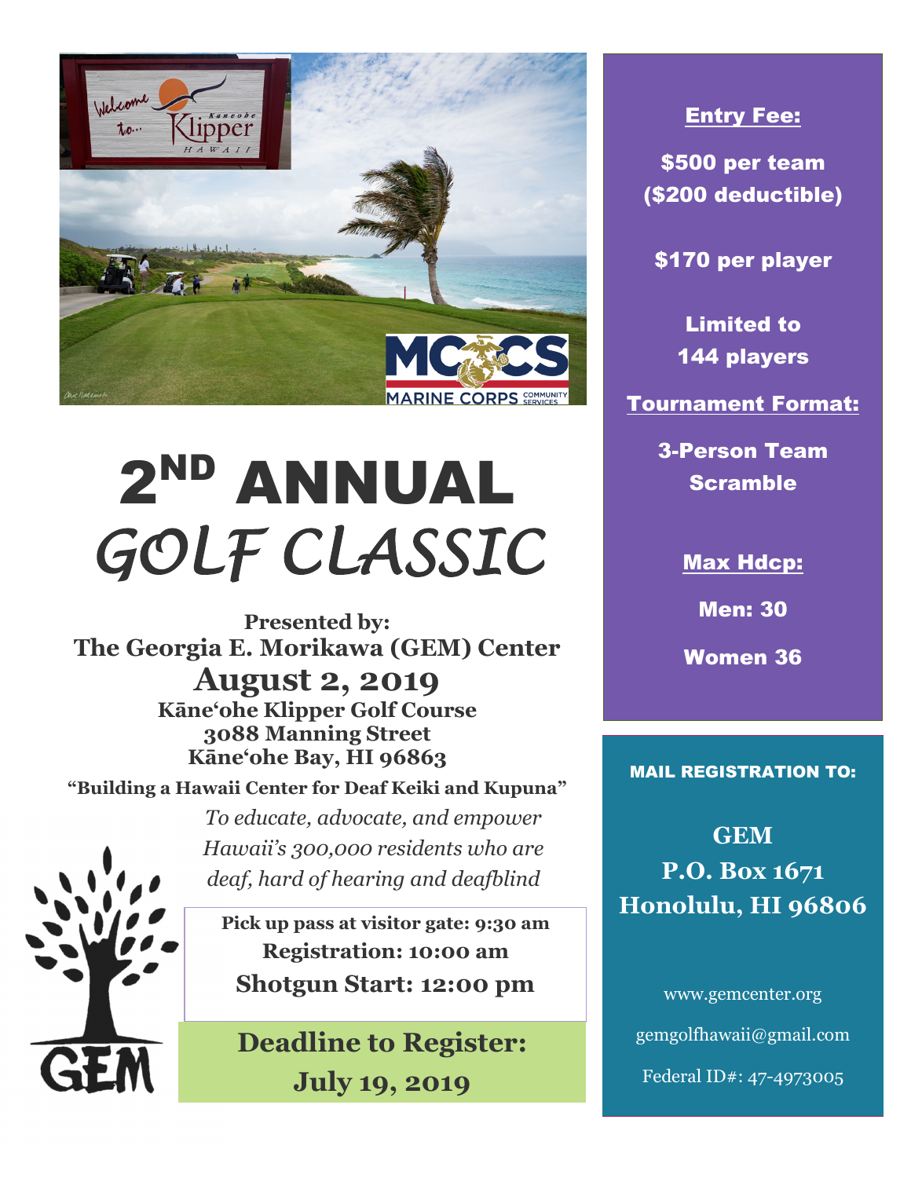# 2ND ANNUAL GOLF CLASSIC

**Presented by:**
**The Georgia E. Morikawa (GEM) Center**

## August 2, 2019

**Kāne'ohe Klipper Golf Course**
**3088 Manning Street**
**Kāne'ohe Bay, HI 96863**

**"Building a Hawaii Center for Deaf Keiki and Kupuna"**

*To educate, advocate, and empower Hawaii's 300,000 residents who are deaf, hard of hearing and deafblind*

**Pick up pass at visitor gate: 9:30 am**
**Registration: 10:00 am**
**Shotgun Start: 12:00 pm**

**Deadline to Register: July 19, 2019**

**Entry Fee:**

**$500 per team ($200 deductible)**

**$170 per player**

**Limited to 144 players**

**Tournament Format:**

**3-Person Team Scramble**

**Max Hdcp:**

**Men: 30**

**Women 36**

**MAIL REGISTRATION TO:**

**GEM**
**P.O. Box 1671**
**Honolulu, HI 96806**

www.gemcenter.org

gemgolfhawaii@gmail.com

Federal ID#: 47-4973005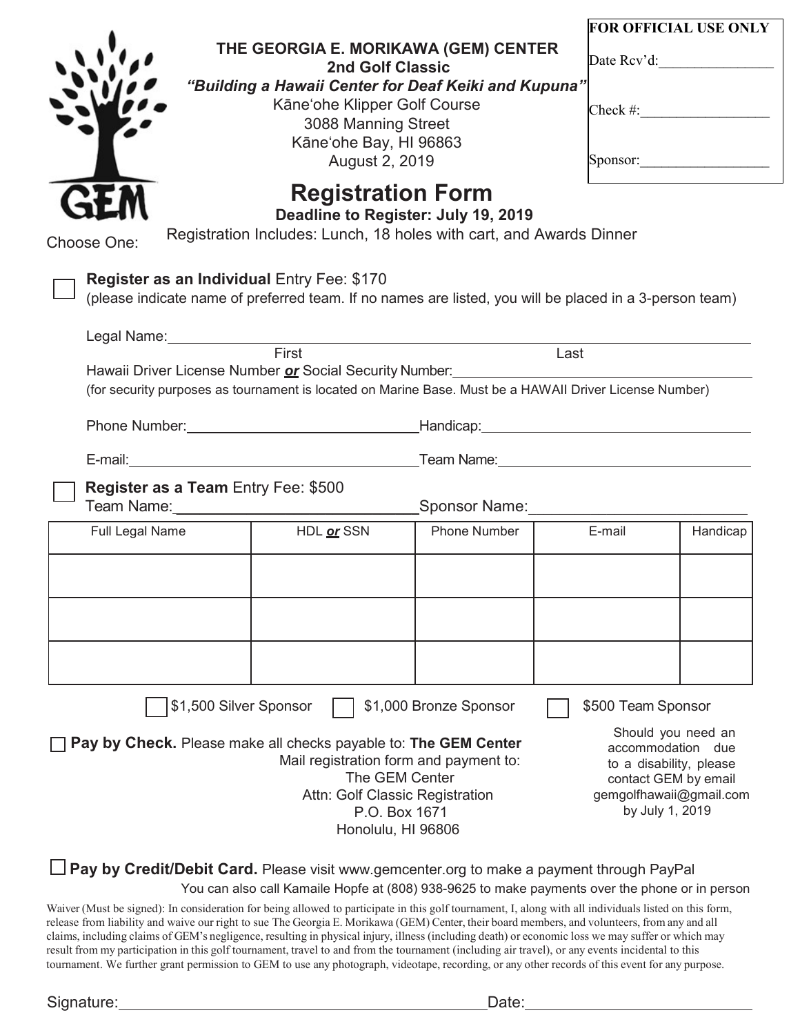**FOR OFFICIAL USE ONLY**

Date Rcv'd:________________

Check #:__________________

Sponsor:__________________

GEM

**THE GEORGIA E. MORIKAWA (GEM) CENTER**
**2nd Golf Classic**
***"Building a Hawaii Center for Deaf Keiki and Kupuna"***
Kāneʻohe Klipper Golf Course
3088 Manning Street
Kāneʻohe Bay, HI 96863
August 2, 2019

# Registration Form

**Deadline to Register: July 19, 2019**

Registration Includes: Lunch, 18 holes with cart, and Awards Dinner

Choose One:

☐ **Register as an Individual** Entry Fee: $170
(please indicate name of preferred team. If no names are listed, you will be placed in a 3-person team)

Legal Name:______________________________________________
First Last

Hawaii Driver License Number ***or*** Social Security Number:______________________
(for security purposes as tournament is located on Marine Base. Must be a HAWAII Driver License Number)

Phone Number:______________________ Handicap:______________________

E-mail:______________________ Team Name:______________________

☐ **Register as a Team** Entry Fee: $500
Team Name:______________________ Sponsor Name:______________________

| Full Legal Name | HDL ***or*** SSN | Phone Number | E-mail | Handicap |
|---|---|---|---|---|
| | | | | |
| | | | | |
| | | | | |

☐ $1,500 Silver Sponsor ☐ $1,000 Bronze Sponsor ☐ $500 Team Sponsor

☐ **Pay by Check.** Please make all checks payable to: **The GEM Center**
Mail registration form and payment to:
The GEM Center
Attn: Golf Classic Registration
P.O. Box 1671
Honolulu, HI 96806

Should you need an accommodation due to a disability, please contact GEM by email gemgolfhawaii@gmail.com by July 1, 2019

☐ **Pay by Credit/Debit Card.** Please visit www.gemcenter.org to make a payment through PayPal
You can also call Kamaile Hopfe at (808) 938-9625 to make payments over the phone or in person

Waiver (Must be signed): In consideration for being allowed to participate in this golf tournament, I, along with all individuals listed on this form, release from liability and waive our right to sue The Georgia E. Morikawa (GEM) Center, their board members, and volunteers, from any and all claims, including claims of GEM's negligence, resulting in physical injury, illness (including death) or economic loss we may suffer or which may result from my participation in this golf tournament, travel to and from the tournament (including air travel), or any events incidental to this tournament. We further grant permission to GEM to use any photograph, videotape, recording, or any other records of this event for any purpose.

Signature:______________________________ Date:______________________